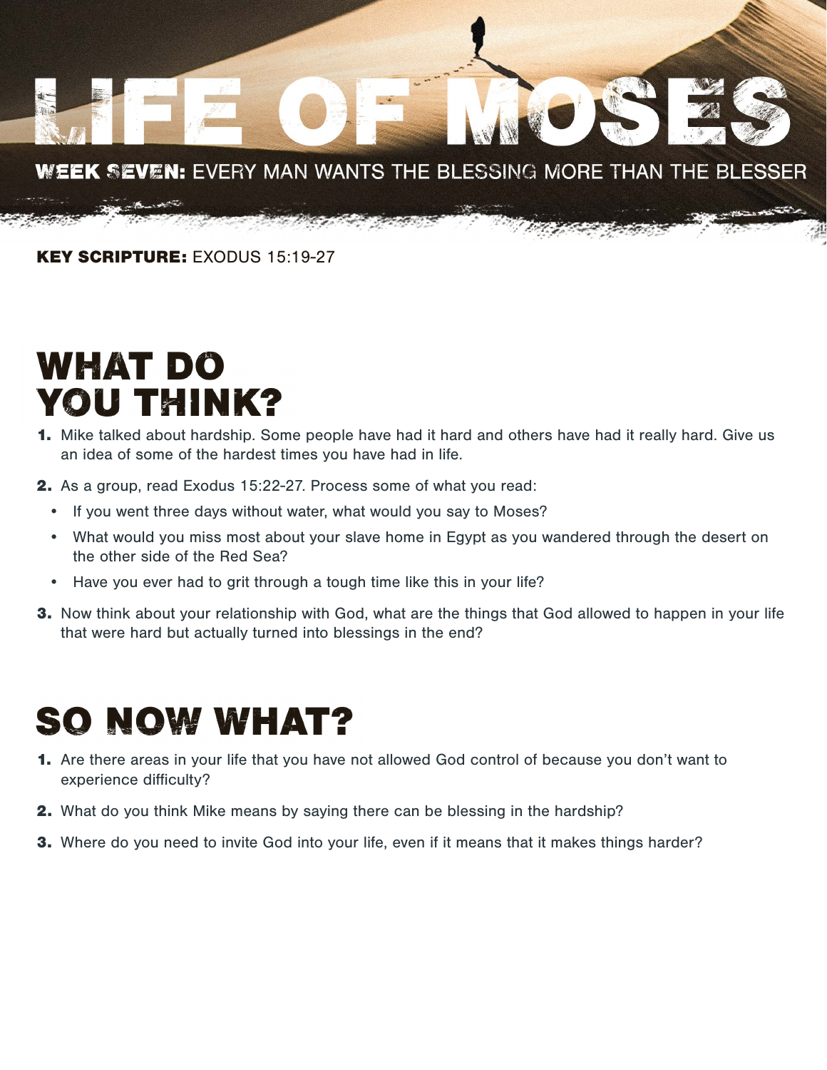# LIFE OF MOSES

**WEEK SEVEN:** EVERY MAN WANTS THE BLESSING MORE THAN THE BLESSER

**KEY SCRIPTURE:** EXODUS 15:19-27

## WHAT DO YOU THINK?

1. Mike talked about hardship. Some people have had it hard and others have had it really hard. Give us an idea of some of the hardest times you have had in life.
2. As a group, read Exodus 15:22-27. Process some of what you read:
   - If you went three days without water, what would you say to Moses?
   - What would you miss most about your slave home in Egypt as you wandered through the desert on the other side of the Red Sea?
   - Have you ever had to grit through a tough time like this in your life?
3. Now think about your relationship with God, what are the things that God allowed to happen in your life that were hard but actually turned into blessings in the end?

## SO NOW WHAT?

1. Are there areas in your life that you have not allowed God control of because you don't want to experience difficulty?
2. What do you think Mike means by saying there can be blessing in the hardship?
3. Where do you need to invite God into your life, even if it means that it makes things harder?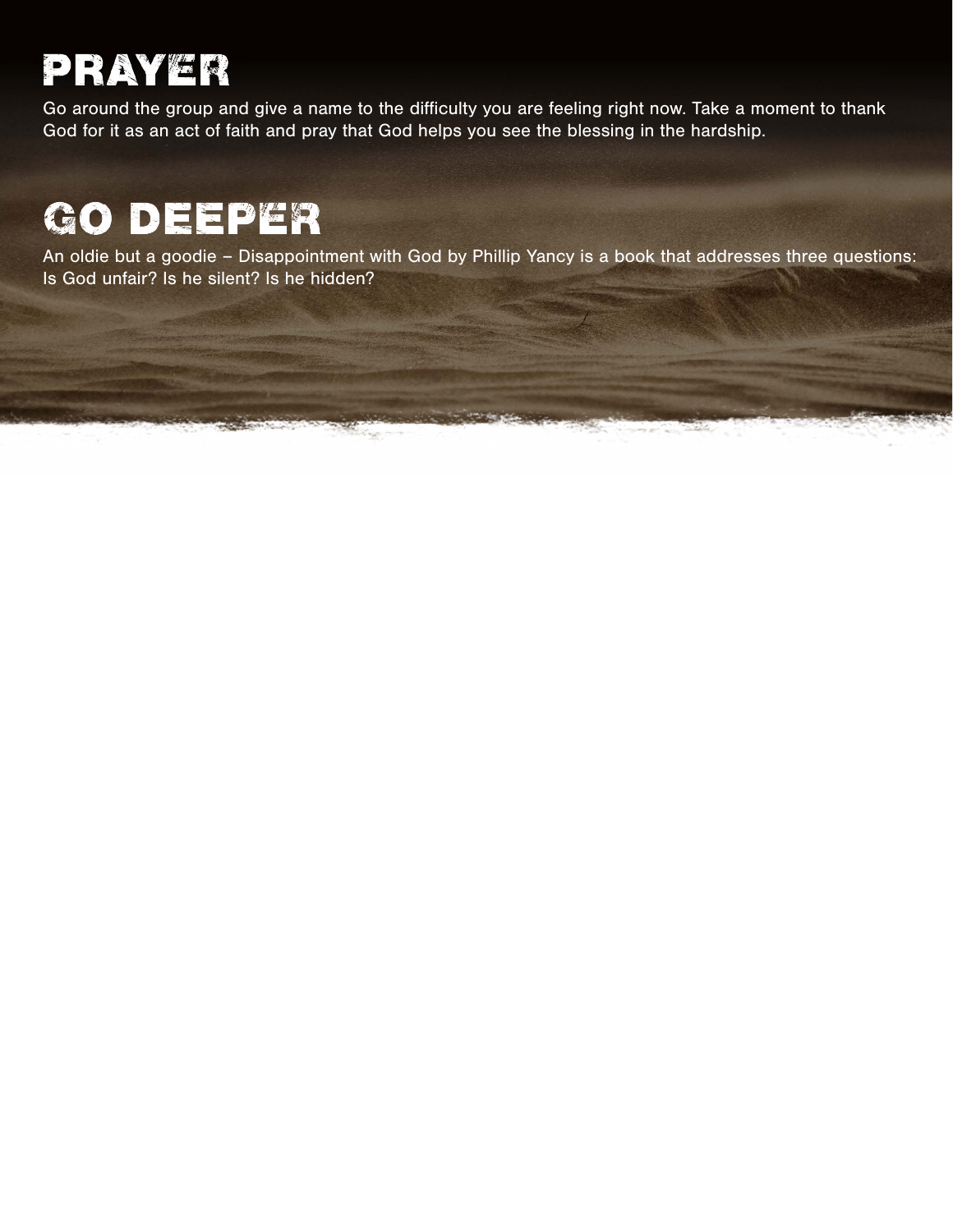## PRAYER

Go around the group and give a name to the difficulty you are feeling right now. Take a moment to thank God for it as an act of faith and pray that God helps you see the blessing in the hardship.

## GO DEEPER

An oldie but a goodie – Disappointment with God by Phillip Yancy is a book that addresses three questions: Is God unfair? Is he silent? Is he hidden?